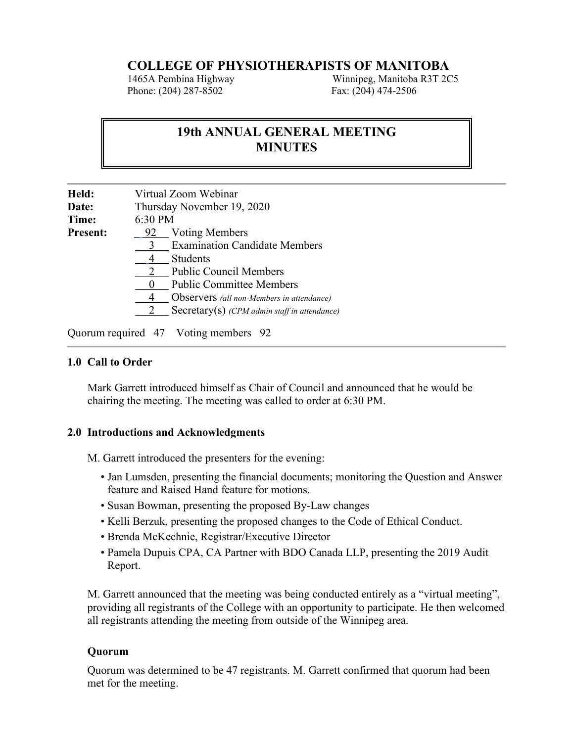# COLLEGE OF PHYSIOTHERAPISTS OF MANITOBA

1465A Pembina Highway Winnipeg, Manitoba R3T 2C5
Phone: (204) 287-8502 Fax: (204) 474-2506

## 19th ANNUAL GENERAL MEETING MINUTES

**Held:** Virtual Zoom Webinar
**Date:** Thursday November 19, 2020
**Time:** 6:30 PM
**Present:**
- 92 Voting Members
- 3 Examination Candidate Members
- 4 Students
- 2 Public Council Members
- 0 Public Committee Members
- 4 Observers *(all non-Members in attendance)*
- 2 Secretary(s) *(CPM admin staff in attendance)*

Quorum required 47 Voting members 92

### 1.0 Call to Order

Mark Garrett introduced himself as Chair of Council and announced that he would be chairing the meeting. The meeting was called to order at 6:30 PM.

### 2.0 Introductions and Acknowledgments

M. Garrett introduced the presenters for the evening:

- Jan Lumsden, presenting the financial documents; monitoring the Question and Answer feature and Raised Hand feature for motions.
- Susan Bowman, presenting the proposed By-Law changes
- Kelli Berzuk, presenting the proposed changes to the Code of Ethical Conduct.
- Brenda McKechnie, Registrar/Executive Director
- Pamela Dupuis CPA, CA Partner with BDO Canada LLP, presenting the 2019 Audit Report.

M. Garrett announced that the meeting was being conducted entirely as a "virtual meeting", providing all registrants of the College with an opportunity to participate. He then welcomed all registrants attending the meeting from outside of the Winnipeg area.

#### Quorum

Quorum was determined to be 47 registrants. M. Garrett confirmed that quorum had been met for the meeting.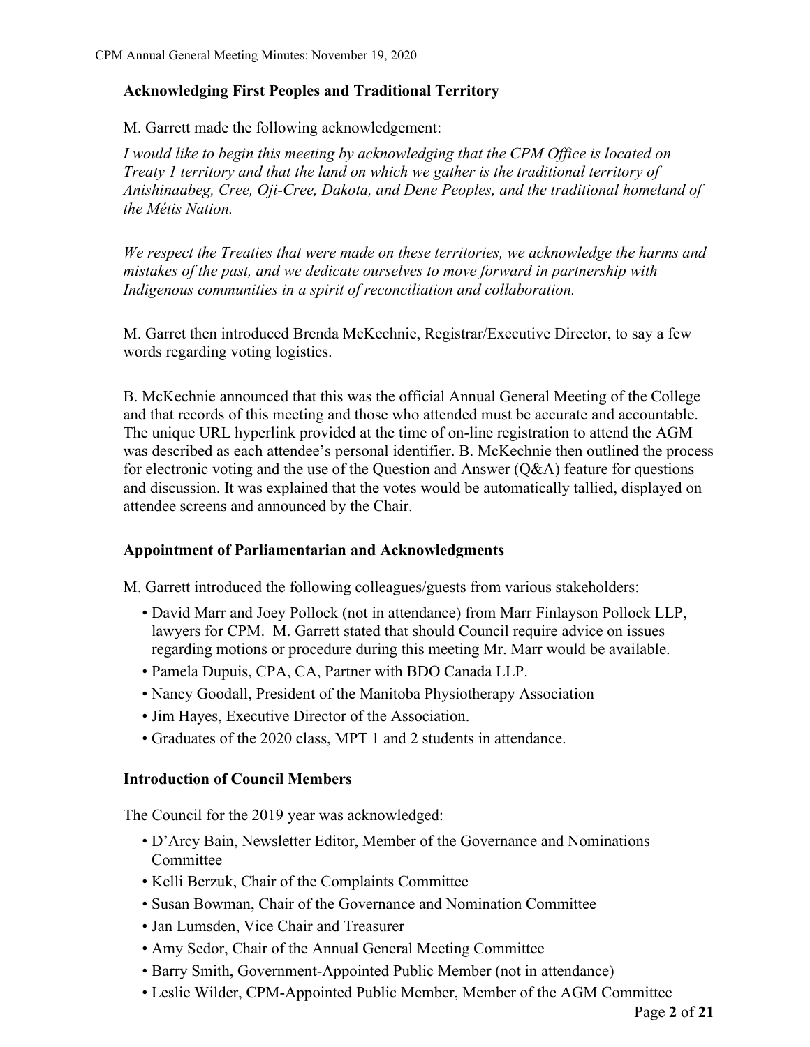### Acknowledging First Peoples and Traditional Territory

M. Garrett made the following acknowledgement:

*I would like to begin this meeting by acknowledging that the CPM Office is located on Treaty 1 territory and that the land on which we gather is the traditional territory of Anishinaabeg, Cree, Oji-Cree, Dakota, and Dene Peoples, and the traditional homeland of the Métis Nation.*

*We respect the Treaties that were made on these territories, we acknowledge the harms and mistakes of the past, and we dedicate ourselves to move forward in partnership with Indigenous communities in a spirit of reconciliation and collaboration.*

M. Garret then introduced Brenda McKechnie, Registrar/Executive Director, to say a few words regarding voting logistics.

B. McKechnie announced that this was the official Annual General Meeting of the College and that records of this meeting and those who attended must be accurate and accountable. The unique URL hyperlink provided at the time of on-line registration to attend the AGM was described as each attendee's personal identifier. B. McKechnie then outlined the process for electronic voting and the use of the Question and Answer (Q&A) feature for questions and discussion. It was explained that the votes would be automatically tallied, displayed on attendee screens and announced by the Chair.

### Appointment of Parliamentarian and Acknowledgments

M. Garrett introduced the following colleagues/guests from various stakeholders:

- David Marr and Joey Pollock (not in attendance) from Marr Finlayson Pollock LLP, lawyers for CPM. M. Garrett stated that should Council require advice on issues regarding motions or procedure during this meeting Mr. Marr would be available.
- Pamela Dupuis, CPA, CA, Partner with BDO Canada LLP.
- Nancy Goodall, President of the Manitoba Physiotherapy Association
- Jim Hayes, Executive Director of the Association.
- Graduates of the 2020 class, MPT 1 and 2 students in attendance.

### Introduction of Council Members

The Council for the 2019 year was acknowledged:

- D'Arcy Bain, Newsletter Editor, Member of the Governance and Nominations Committee
- Kelli Berzuk, Chair of the Complaints Committee
- Susan Bowman, Chair of the Governance and Nomination Committee
- Jan Lumsden, Vice Chair and Treasurer
- Amy Sedor, Chair of the Annual General Meeting Committee
- Barry Smith, Government-Appointed Public Member (not in attendance)
- Leslie Wilder, CPM-Appointed Public Member, Member of the AGM Committee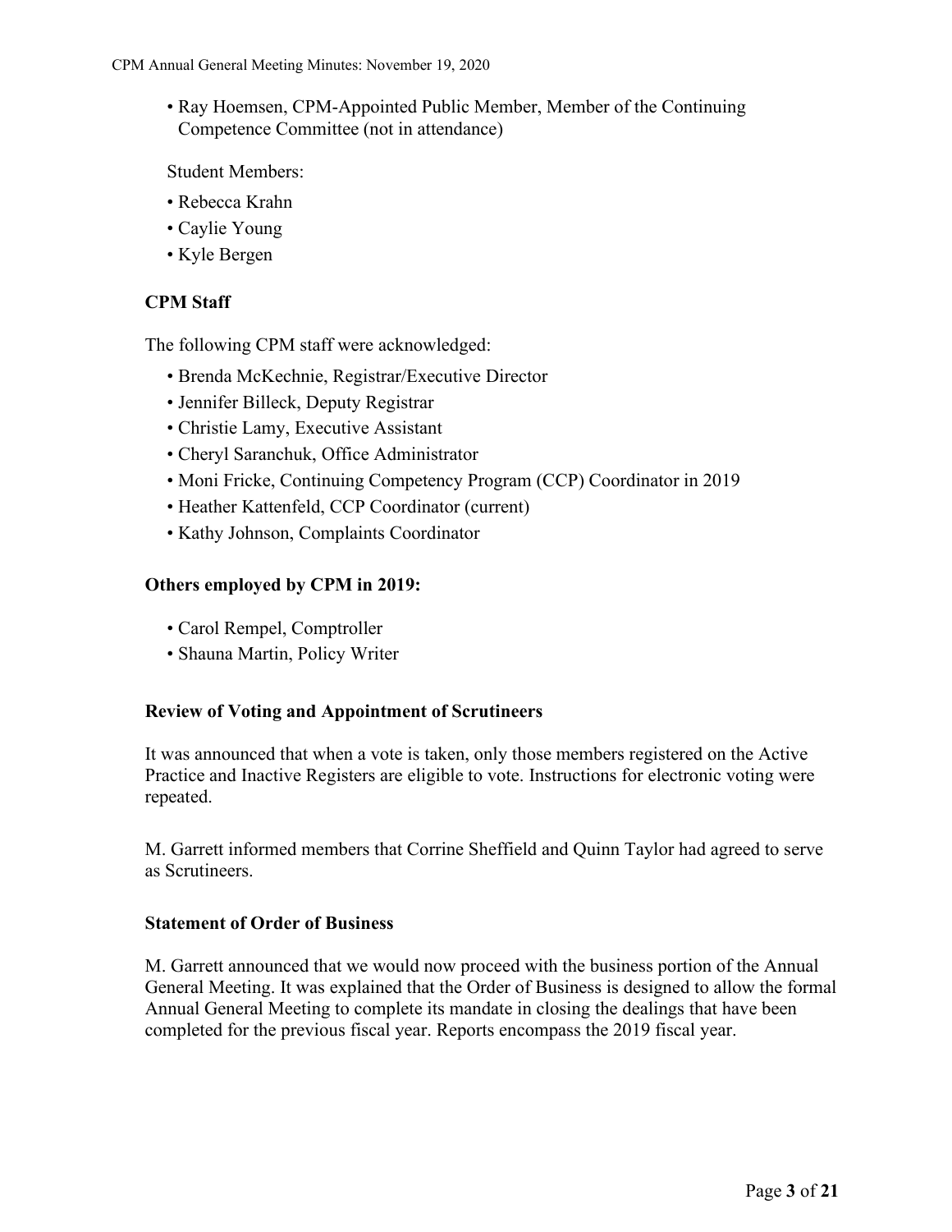- Ray Hoemsen, CPM-Appointed Public Member, Member of the Continuing Competence Committee (not in attendance)

Student Members:

- Rebecca Krahn
- Caylie Young
- Kyle Bergen

### CPM Staff

The following CPM staff were acknowledged:

- Brenda McKechnie, Registrar/Executive Director
- Jennifer Billeck, Deputy Registrar
- Christie Lamy, Executive Assistant
- Cheryl Saranchuk, Office Administrator
- Moni Fricke, Continuing Competency Program (CCP) Coordinator in 2019
- Heather Kattenfeld, CCP Coordinator (current)
- Kathy Johnson, Complaints Coordinator

### Others employed by CPM in 2019:

- Carol Rempel, Comptroller
- Shauna Martin, Policy Writer

### Review of Voting and Appointment of Scrutineers

It was announced that when a vote is taken, only those members registered on the Active Practice and Inactive Registers are eligible to vote. Instructions for electronic voting were repeated.

M. Garrett informed members that Corrine Sheffield and Quinn Taylor had agreed to serve as Scrutineers.

### Statement of Order of Business

M. Garrett announced that we would now proceed with the business portion of the Annual General Meeting. It was explained that the Order of Business is designed to allow the formal Annual General Meeting to complete its mandate in closing the dealings that have been completed for the previous fiscal year. Reports encompass the 2019 fiscal year.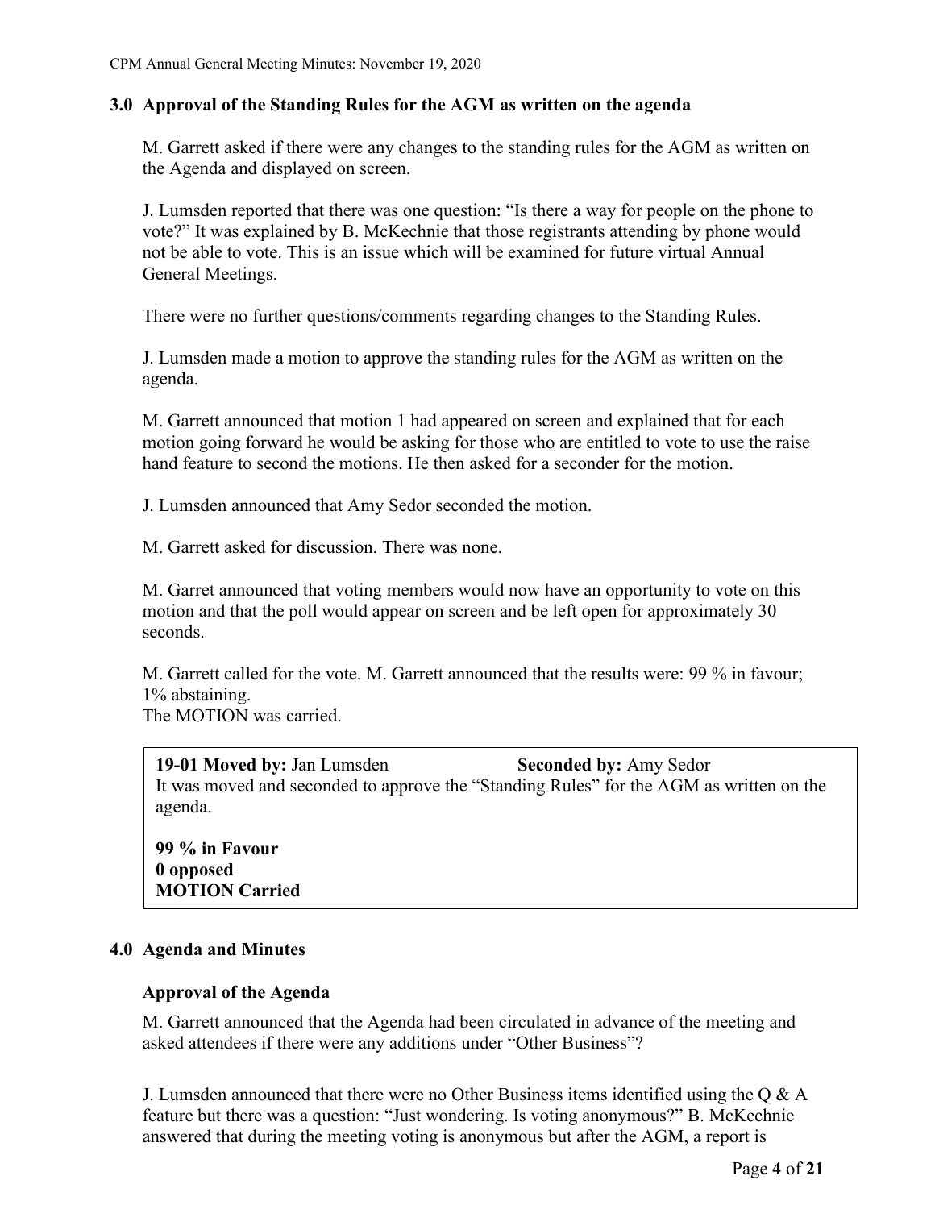### 3.0 Approval of the Standing Rules for the AGM as written on the agenda

M. Garrett asked if there were any changes to the standing rules for the AGM as written on the Agenda and displayed on screen.

J. Lumsden reported that there was one question: "Is there a way for people on the phone to vote?" It was explained by B. McKechnie that those registrants attending by phone would not be able to vote. This is an issue which will be examined for future virtual Annual General Meetings.

There were no further questions/comments regarding changes to the Standing Rules.

J. Lumsden made a motion to approve the standing rules for the AGM as written on the agenda.

M. Garrett announced that motion 1 had appeared on screen and explained that for each motion going forward he would be asking for those who are entitled to vote to use the raise hand feature to second the motions. He then asked for a seconder for the motion.

J. Lumsden announced that Amy Sedor seconded the motion.

M. Garrett asked for discussion. There was none.

M. Garret announced that voting members would now have an opportunity to vote on this motion and that the poll would appear on screen and be left open for approximately 30 seconds.

M. Garrett called for the vote. M. Garrett announced that the results were: 99 % in favour; 1% abstaining.
The MOTION was carried.

> **19-01 Moved by:** Jan Lumsden **Seconded by:** Amy Sedor
> It was moved and seconded to approve the "Standing Rules" for the AGM as written on the agenda.
>
> **99 % in Favour**
> **0 opposed**
> **MOTION Carried**

### 4.0 Agenda and Minutes

#### Approval of the Agenda

M. Garrett announced that the Agenda had been circulated in advance of the meeting and asked attendees if there were any additions under "Other Business"?

J. Lumsden announced that there were no Other Business items identified using the Q & A feature but there was a question: "Just wondering. Is voting anonymous?" B. McKechnie answered that during the meeting voting is anonymous but after the AGM, a report is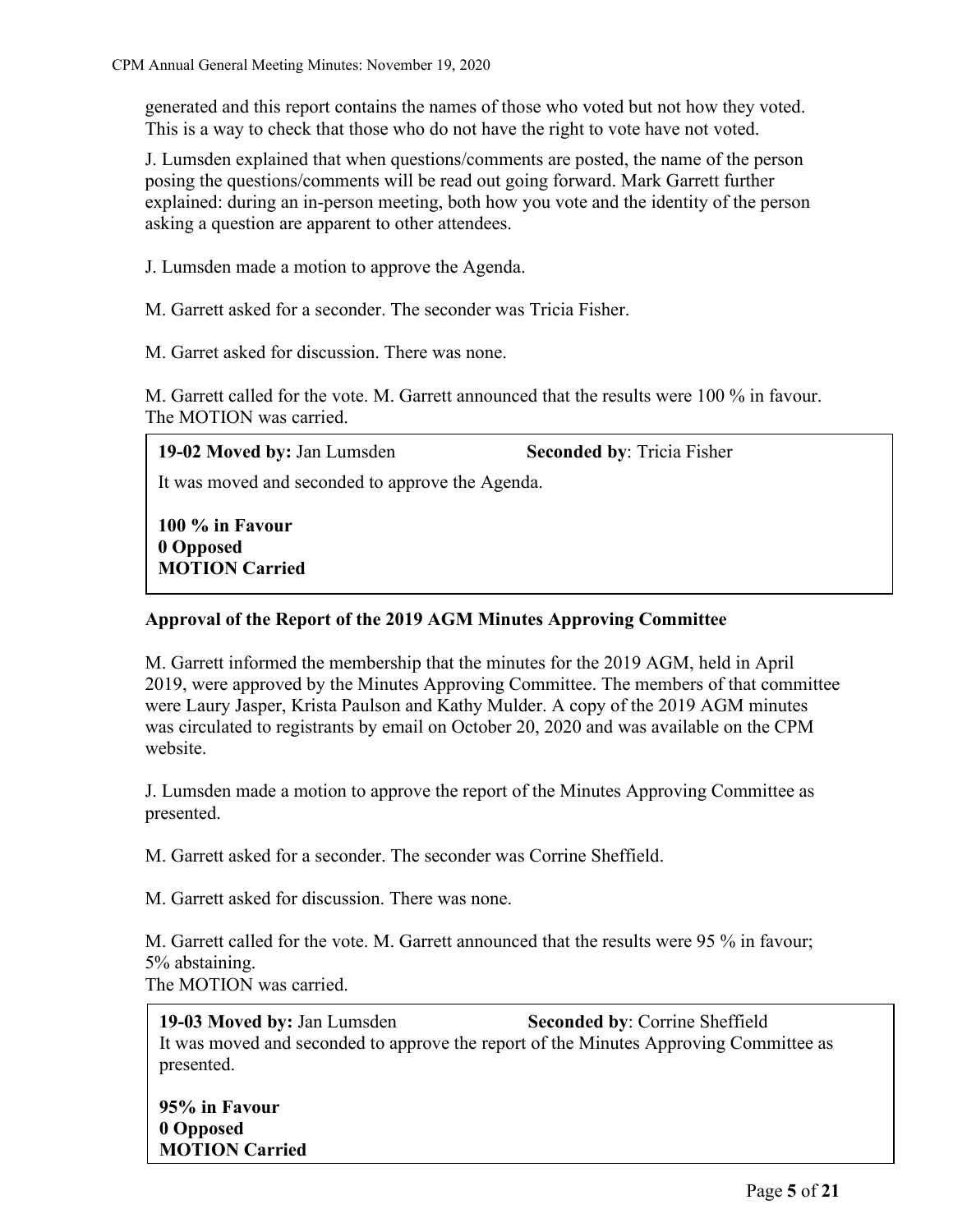generated and this report contains the names of those who voted but not how they voted. This is a way to check that those who do not have the right to vote have not voted.

J. Lumsden explained that when questions/comments are posted, the name of the person posing the questions/comments will be read out going forward. Mark Garrett further explained: during an in-person meeting, both how you vote and the identity of the person asking a question are apparent to other attendees.

J. Lumsden made a motion to approve the Agenda.

M. Garrett asked for a seconder. The seconder was Tricia Fisher.

M. Garret asked for discussion. There was none.

M. Garrett called for the vote. M. Garrett announced that the results were 100 % in favour. The MOTION was carried.

> **19-02 Moved by:** Jan Lumsden **Seconded by**: Tricia Fisher
>
> It was moved and seconded to approve the Agenda.
>
> **100 % in Favour**
> **0 Opposed**
> **MOTION Carried**

**Approval of the Report of the 2019 AGM Minutes Approving Committee**

M. Garrett informed the membership that the minutes for the 2019 AGM, held in April 2019, were approved by the Minutes Approving Committee. The members of that committee were Laury Jasper, Krista Paulson and Kathy Mulder. A copy of the 2019 AGM minutes was circulated to registrants by email on October 20, 2020 and was available on the CPM website.

J. Lumsden made a motion to approve the report of the Minutes Approving Committee as presented.

M. Garrett asked for a seconder. The seconder was Corrine Sheffield.

M. Garrett asked for discussion. There was none.

M. Garrett called for the vote. M. Garrett announced that the results were 95 % in favour; 5% abstaining.
The MOTION was carried.

> **19-03 Moved by:** Jan Lumsden **Seconded by**: Corrine Sheffield
> It was moved and seconded to approve the report of the Minutes Approving Committee as presented.
>
> **95% in Favour**
> **0 Opposed**
> **MOTION Carried**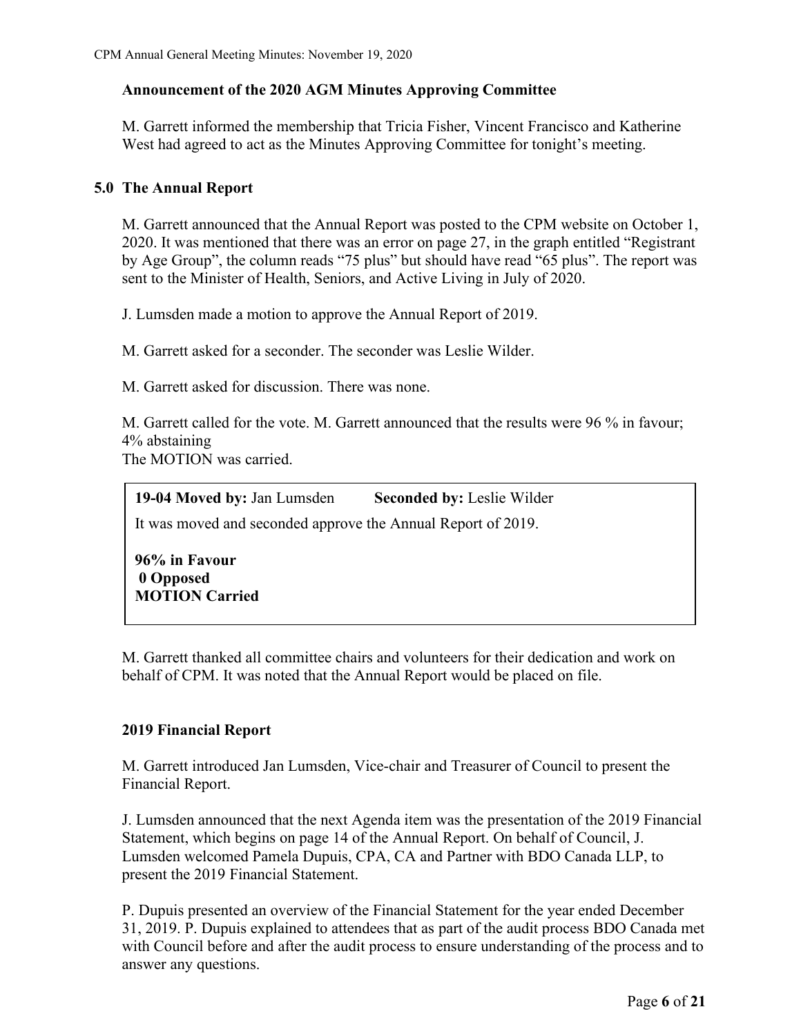### Announcement of the 2020 AGM Minutes Approving Committee

M. Garrett informed the membership that Tricia Fisher, Vincent Francisco and Katherine West had agreed to act as the Minutes Approving Committee for tonight's meeting.

## 5.0 The Annual Report

M. Garrett announced that the Annual Report was posted to the CPM website on October 1, 2020. It was mentioned that there was an error on page 27, in the graph entitled "Registrant by Age Group", the column reads "75 plus" but should have read "65 plus". The report was sent to the Minister of Health, Seniors, and Active Living in July of 2020.

J. Lumsden made a motion to approve the Annual Report of 2019.

M. Garrett asked for a seconder. The seconder was Leslie Wilder.

M. Garrett asked for discussion. There was none.

M. Garrett called for the vote. M. Garrett announced that the results were 96 % in favour; 4% abstaining
The MOTION was carried.

> **19-04 Moved by:** Jan Lumsden **Seconded by:** Leslie Wilder
>
> It was moved and seconded approve the Annual Report of 2019.
>
> **96% in Favour**
> **0 Opposed**
> **MOTION Carried**

M. Garrett thanked all committee chairs and volunteers for their dedication and work on behalf of CPM. It was noted that the Annual Report would be placed on file.

### 2019 Financial Report

M. Garrett introduced Jan Lumsden, Vice-chair and Treasurer of Council to present the Financial Report.

J. Lumsden announced that the next Agenda item was the presentation of the 2019 Financial Statement, which begins on page 14 of the Annual Report. On behalf of Council, J. Lumsden welcomed Pamela Dupuis, CPA, CA and Partner with BDO Canada LLP, to present the 2019 Financial Statement.

P. Dupuis presented an overview of the Financial Statement for the year ended December 31, 2019. P. Dupuis explained to attendees that as part of the audit process BDO Canada met with Council before and after the audit process to ensure understanding of the process and to answer any questions.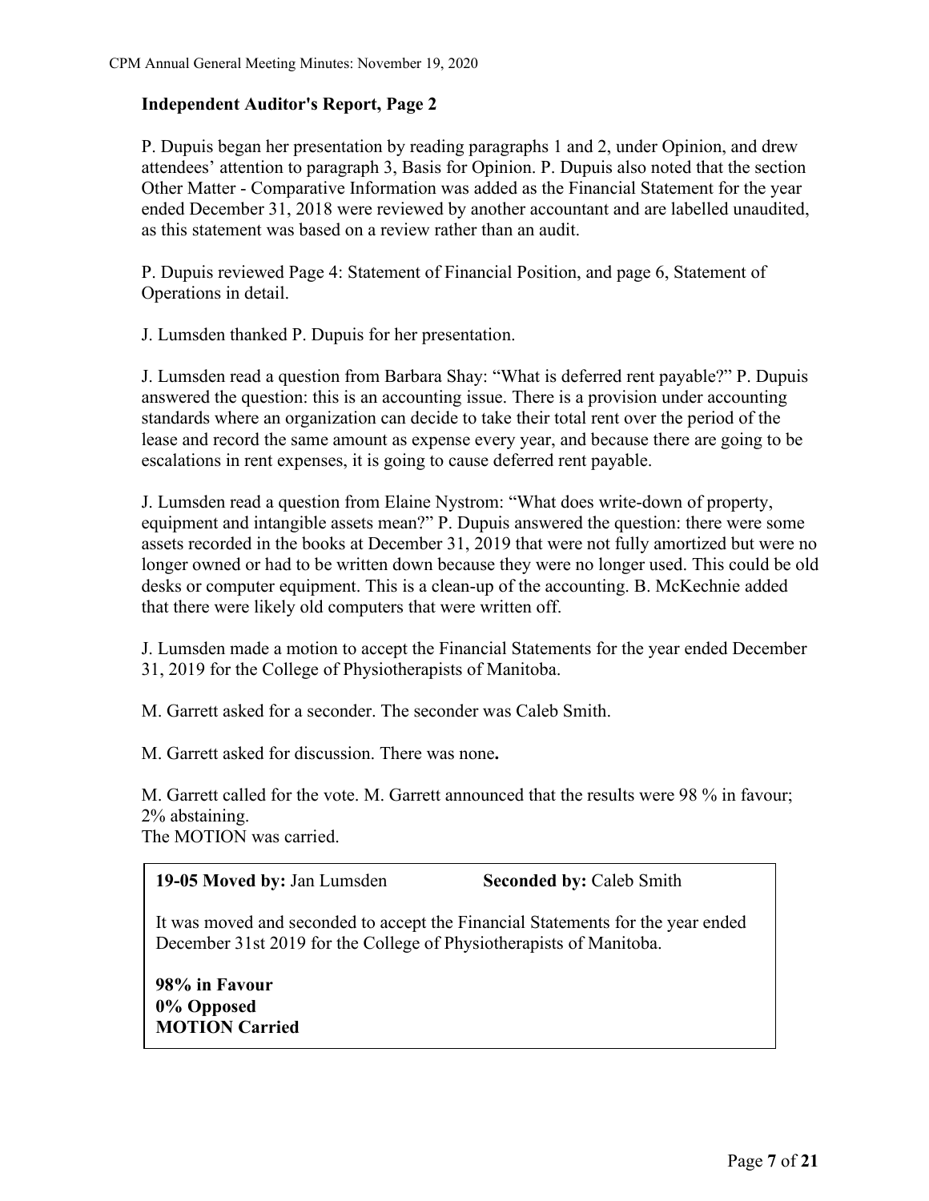**Independent Auditor's Report, Page 2**

P. Dupuis began her presentation by reading paragraphs 1 and 2, under Opinion, and drew attendees' attention to paragraph 3, Basis for Opinion. P. Dupuis also noted that the section Other Matter - Comparative Information was added as the Financial Statement for the year ended December 31, 2018 were reviewed by another accountant and are labelled unaudited, as this statement was based on a review rather than an audit.

P. Dupuis reviewed Page 4: Statement of Financial Position, and page 6, Statement of Operations in detail.

J. Lumsden thanked P. Dupuis for her presentation.

J. Lumsden read a question from Barbara Shay: "What is deferred rent payable?" P. Dupuis answered the question: this is an accounting issue. There is a provision under accounting standards where an organization can decide to take their total rent over the period of the lease and record the same amount as expense every year, and because there are going to be escalations in rent expenses, it is going to cause deferred rent payable.

J. Lumsden read a question from Elaine Nystrom: "What does write-down of property, equipment and intangible assets mean?" P. Dupuis answered the question: there were some assets recorded in the books at December 31, 2019 that were not fully amortized but were no longer owned or had to be written down because they were no longer used. This could be old desks or computer equipment. This is a clean-up of the accounting. B. McKechnie added that there were likely old computers that were written off.

J. Lumsden made a motion to accept the Financial Statements for the year ended December 31, 2019 for the College of Physiotherapists of Manitoba.

M. Garrett asked for a seconder. The seconder was Caleb Smith.

M. Garrett asked for discussion. There was none**.**

M. Garrett called for the vote. M. Garrett announced that the results were 98 % in favour; 2% abstaining.
The MOTION was carried.

**19-05 Moved by:** Jan Lumsden **Seconded by:** Caleb Smith

It was moved and seconded to accept the Financial Statements for the year ended December 31st 2019 for the College of Physiotherapists of Manitoba.

**98% in Favour**
**0% Opposed**
**MOTION Carried**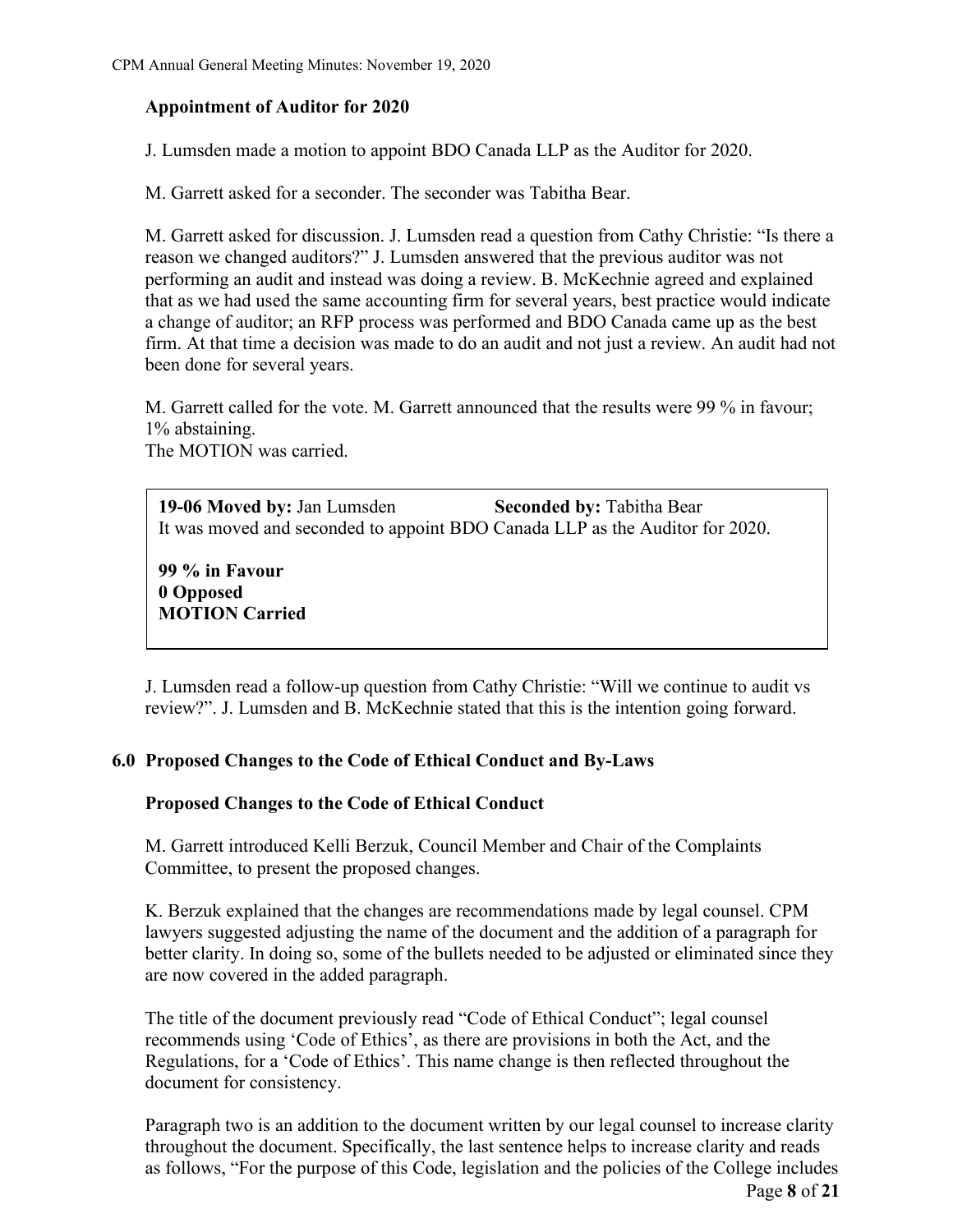### Appointment of Auditor for 2020

J. Lumsden made a motion to appoint BDO Canada LLP as the Auditor for 2020.

M. Garrett asked for a seconder. The seconder was Tabitha Bear.

M. Garrett asked for discussion. J. Lumsden read a question from Cathy Christie: “Is there a reason we changed auditors?” J. Lumsden answered that the previous auditor was not performing an audit and instead was doing a review. B. McKechnie agreed and explained that as we had used the same accounting firm for several years, best practice would indicate a change of auditor; an RFP process was performed and BDO Canada came up as the best firm. At that time a decision was made to do an audit and not just a review. An audit had not been done for several years.

M. Garrett called for the vote. M. Garrett announced that the results were 99 % in favour; 1% abstaining.
The MOTION was carried.

> **19-06 Moved by:** Jan Lumsden **Seconded by:** Tabitha Bear
> It was moved and seconded to appoint BDO Canada LLP as the Auditor for 2020.
>
> **99 % in Favour**
> **0 Opposed**
> **MOTION Carried**

J. Lumsden read a follow-up question from Cathy Christie: “Will we continue to audit vs review?”. J. Lumsden and B. McKechnie stated that this is the intention going forward.

## 6.0 Proposed Changes to the Code of Ethical Conduct and By-Laws

### Proposed Changes to the Code of Ethical Conduct

M. Garrett introduced Kelli Berzuk, Council Member and Chair of the Complaints Committee, to present the proposed changes.

K. Berzuk explained that the changes are recommendations made by legal counsel. CPM lawyers suggested adjusting the name of the document and the addition of a paragraph for better clarity. In doing so, some of the bullets needed to be adjusted or eliminated since they are now covered in the added paragraph.

The title of the document previously read “Code of Ethical Conduct”; legal counsel recommends using ‘Code of Ethics’, as there are provisions in both the Act, and the Regulations, for a ‘Code of Ethics’. This name change is then reflected throughout the document for consistency.

Paragraph two is an addition to the document written by our legal counsel to increase clarity throughout the document. Specifically, the last sentence helps to increase clarity and reads as follows, “For the purpose of this Code, legislation and the policies of the College includes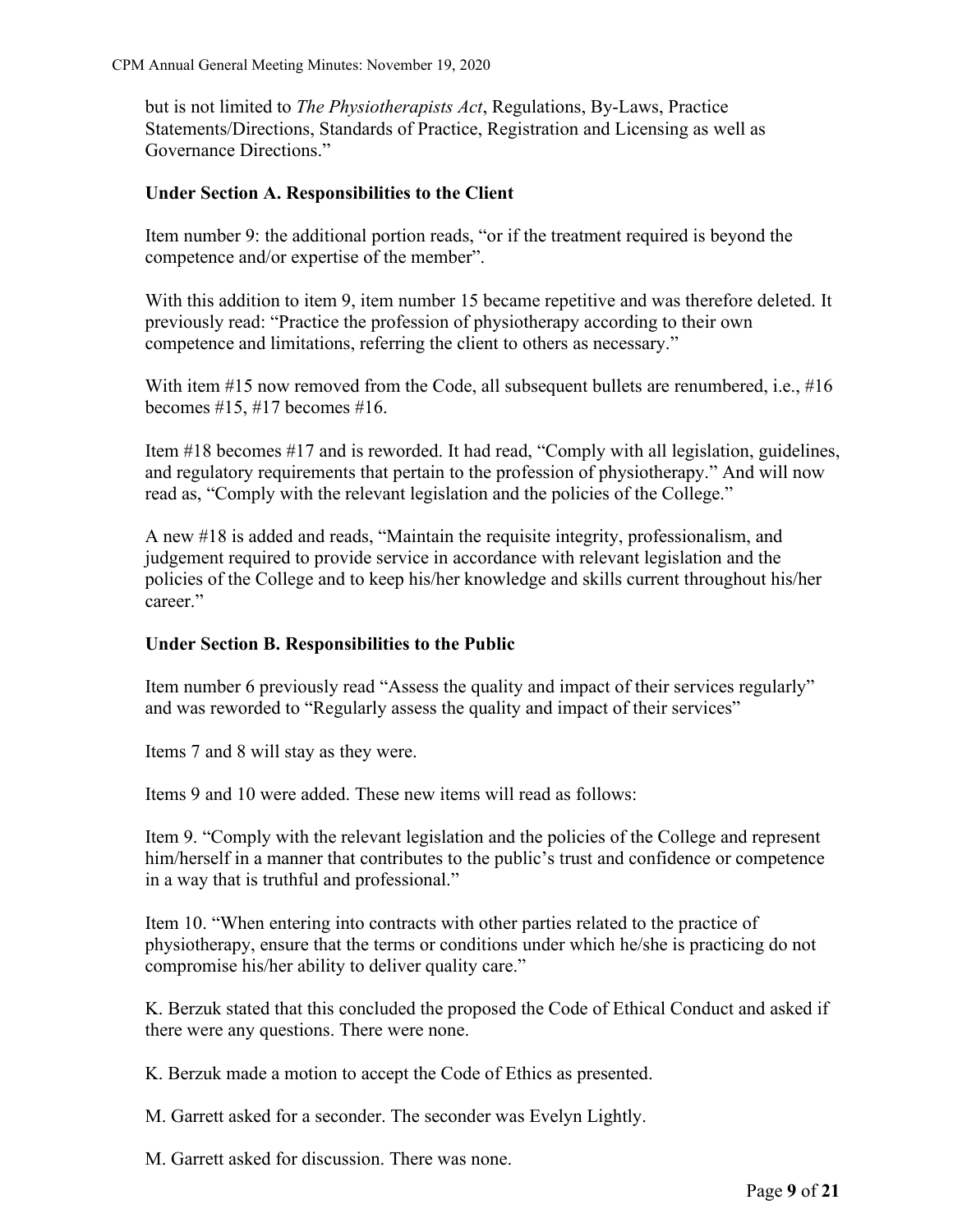but is not limited to *The Physiotherapists Act*, Regulations, By-Laws, Practice Statements/Directions, Standards of Practice, Registration and Licensing as well as Governance Directions."

**Under Section A. Responsibilities to the Client**

Item number 9: the additional portion reads, "or if the treatment required is beyond the competence and/or expertise of the member".

With this addition to item 9, item number 15 became repetitive and was therefore deleted. It previously read: "Practice the profession of physiotherapy according to their own competence and limitations, referring the client to others as necessary."

With item #15 now removed from the Code, all subsequent bullets are renumbered, i.e., #16 becomes #15, #17 becomes #16.

Item #18 becomes #17 and is reworded. It had read, "Comply with all legislation, guidelines, and regulatory requirements that pertain to the profession of physiotherapy." And will now read as, "Comply with the relevant legislation and the policies of the College."

A new #18 is added and reads, "Maintain the requisite integrity, professionalism, and judgement required to provide service in accordance with relevant legislation and the policies of the College and to keep his/her knowledge and skills current throughout his/her career."

**Under Section B. Responsibilities to the Public**

Item number 6 previously read "Assess the quality and impact of their services regularly" and was reworded to "Regularly assess the quality and impact of their services"

Items 7 and 8 will stay as they were.

Items 9 and 10 were added. These new items will read as follows:

Item 9. "Comply with the relevant legislation and the policies of the College and represent him/herself in a manner that contributes to the public's trust and confidence or competence in a way that is truthful and professional."

Item 10. "When entering into contracts with other parties related to the practice of physiotherapy, ensure that the terms or conditions under which he/she is practicing do not compromise his/her ability to deliver quality care."

K. Berzuk stated that this concluded the proposed the Code of Ethical Conduct and asked if there were any questions. There were none.

K. Berzuk made a motion to accept the Code of Ethics as presented.

M. Garrett asked for a seconder. The seconder was Evelyn Lightly.

M. Garrett asked for discussion. There was none.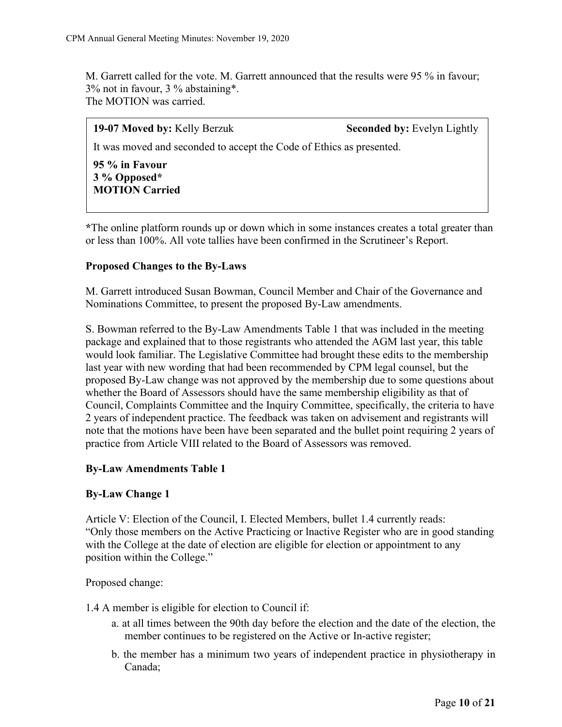M. Garrett called for the vote. M. Garrett announced that the results were 95 % in favour; 3% not in favour, 3 % abstaining*.
The MOTION was carried.

**19-07 Moved by:** Kelly Berzuk **Seconded by:** Evelyn Lightly

It was moved and seconded to accept the Code of Ethics as presented.

**95 % in Favour**
**3 % Opposed***
**MOTION Carried**

***The online platform rounds up or down which in some instances creates a total greater than or less than 100%. All vote tallies have been confirmed in the Scrutineer's Report.

**Proposed Changes to the By-Laws**

M. Garrett introduced Susan Bowman, Council Member and Chair of the Governance and Nominations Committee, to present the proposed By-Law amendments.

S. Bowman referred to the By-Law Amendments Table 1 that was included in the meeting package and explained that to those registrants who attended the AGM last year, this table would look familiar. The Legislative Committee had brought these edits to the membership last year with new wording that had been recommended by CPM legal counsel, but the proposed By-Law change was not approved by the membership due to some questions about whether the Board of Assessors should have the same membership eligibility as that of Council, Complaints Committee and the Inquiry Committee, specifically, the criteria to have 2 years of independent practice. The feedback was taken on advisement and registrants will note that the motions have been have been separated and the bullet point requiring 2 years of practice from Article VIII related to the Board of Assessors was removed.

**By-Law Amendments Table 1**

**By-Law Change 1**

Article V: Election of the Council, I. Elected Members, bullet 1.4 currently reads: "Only those members on the Active Practicing or lnactive Register who are in good standing with the College at the date of election are eligible for election or appointment to any position within the College."

Proposed change:

1.4 A member is eligible for election to Council if:

a. at all times between the 90th day before the election and the date of the election, the member continues to be registered on the Active or In-active register;

b. the member has a minimum two years of independent practice in physiotherapy in Canada;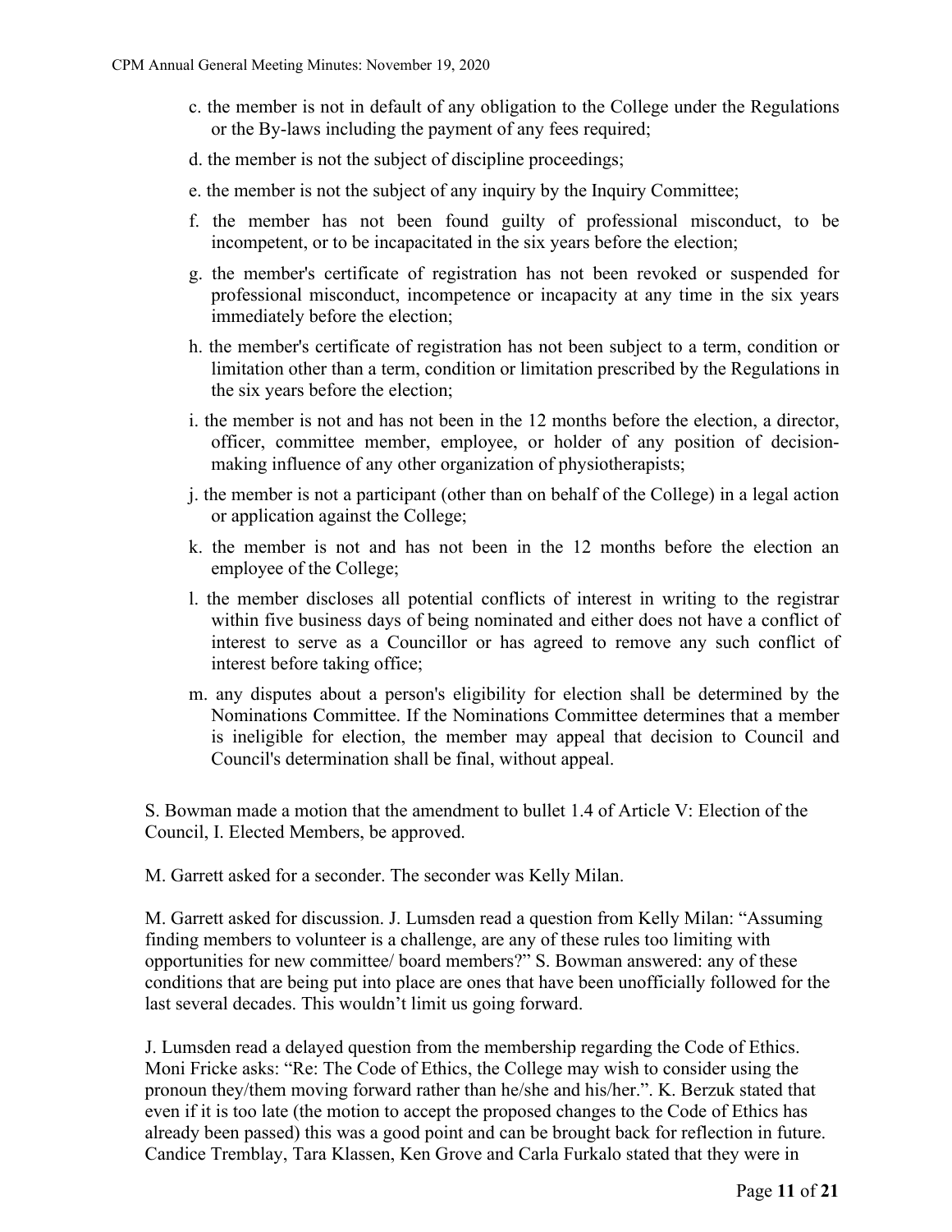c. the member is not in default of any obligation to the College under the Regulations or the By-laws including the payment of any fees required;

d. the member is not the subject of discipline proceedings;

e. the member is not the subject of any inquiry by the Inquiry Committee;

f. the member has not been found guilty of professional misconduct, to be incompetent, or to be incapacitated in the six years before the election;

g. the member's certificate of registration has not been revoked or suspended for professional misconduct, incompetence or incapacity at any time in the six years immediately before the election;

h. the member's certificate of registration has not been subject to a term, condition or limitation other than a term, condition or limitation prescribed by the Regulations in the six years before the election;

i. the member is not and has not been in the 12 months before the election, a director, officer, committee member, employee, or holder of any position of decision-making influence of any other organization of physiotherapists;

j. the member is not a participant (other than on behalf of the College) in a legal action or application against the College;

k. the member is not and has not been in the 12 months before the election an employee of the College;

l. the member discloses all potential conflicts of interest in writing to the registrar within five business days of being nominated and either does not have a conflict of interest to serve as a Councillor or has agreed to remove any such conflict of interest before taking office;

m. any disputes about a person's eligibility for election shall be determined by the Nominations Committee. If the Nominations Committee determines that a member is ineligible for election, the member may appeal that decision to Council and Council's determination shall be final, without appeal.

S. Bowman made a motion that the amendment to bullet 1.4 of Article V: Election of the Council, I. Elected Members, be approved.

M. Garrett asked for a seconder. The seconder was Kelly Milan.

M. Garrett asked for discussion. J. Lumsden read a question from Kelly Milan: "Assuming finding members to volunteer is a challenge, are any of these rules too limiting with opportunities for new committee/ board members?" S. Bowman answered: any of these conditions that are being put into place are ones that have been unofficially followed for the last several decades. This wouldn't limit us going forward.

J. Lumsden read a delayed question from the membership regarding the Code of Ethics. Moni Fricke asks: "Re: The Code of Ethics, the College may wish to consider using the pronoun they/them moving forward rather than he/she and his/her.". K. Berzuk stated that even if it is too late (the motion to accept the proposed changes to the Code of Ethics has already been passed) this was a good point and can be brought back for reflection in future. Candice Tremblay, Tara Klassen, Ken Grove and Carla Furkalo stated that they were in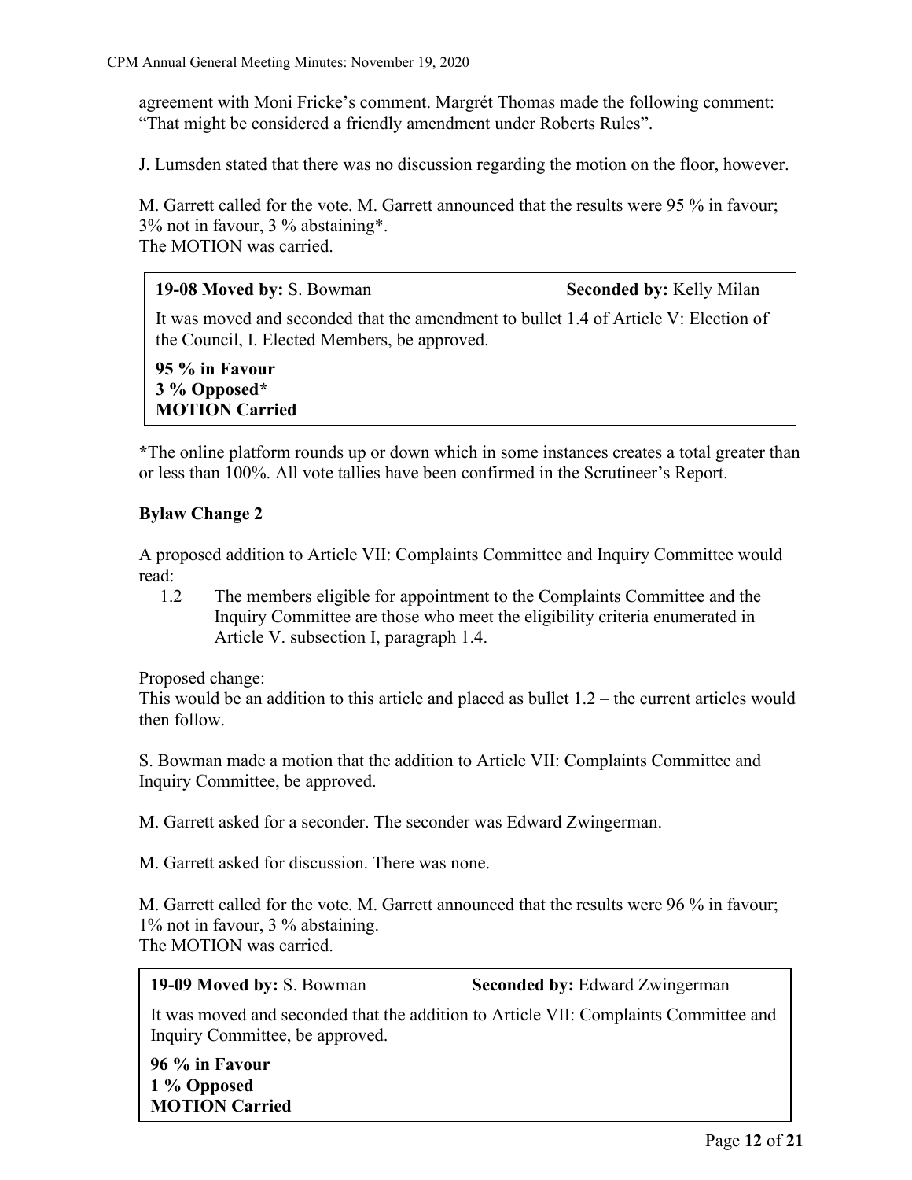agreement with Moni Fricke's comment. Margrét Thomas made the following comment: "That might be considered a friendly amendment under Roberts Rules".

J. Lumsden stated that there was no discussion regarding the motion on the floor, however.

M. Garrett called for the vote. M. Garrett announced that the results were 95 % in favour; 3% not in favour, 3 % abstaining*.
The MOTION was carried.

> **19-08 Moved by:** S. Bowman **Seconded by:** Kelly Milan
>
> It was moved and seconded that the amendment to bullet 1.4 of Article V: Election of the Council, I. Elected Members, be approved.
>
> **95 % in Favour**
> **3 % Opposed***
> **MOTION Carried**

*The online platform rounds up or down which in some instances creates a total greater than or less than 100%. All vote tallies have been confirmed in the Scrutineer's Report.

**Bylaw Change 2**

A proposed addition to Article VII: Complaints Committee and Inquiry Committee would read:

1.2 The members eligible for appointment to the Complaints Committee and the Inquiry Committee are those who meet the eligibility criteria enumerated in Article V. subsection I, paragraph 1.4.

Proposed change:
This would be an addition to this article and placed as bullet 1.2 – the current articles would then follow.

S. Bowman made a motion that the addition to Article VII: Complaints Committee and Inquiry Committee, be approved.

M. Garrett asked for a seconder. The seconder was Edward Zwingerman.

M. Garrett asked for discussion. There was none.

M. Garrett called for the vote. M. Garrett announced that the results were 96 % in favour; 1% not in favour, 3 % abstaining.
The MOTION was carried.

> **19-09 Moved by:** S. Bowman **Seconded by:** Edward Zwingerman
>
> It was moved and seconded that the addition to Article VII: Complaints Committee and Inquiry Committee, be approved.
>
> **96 % in Favour**
> **1 % Opposed**
> **MOTION Carried**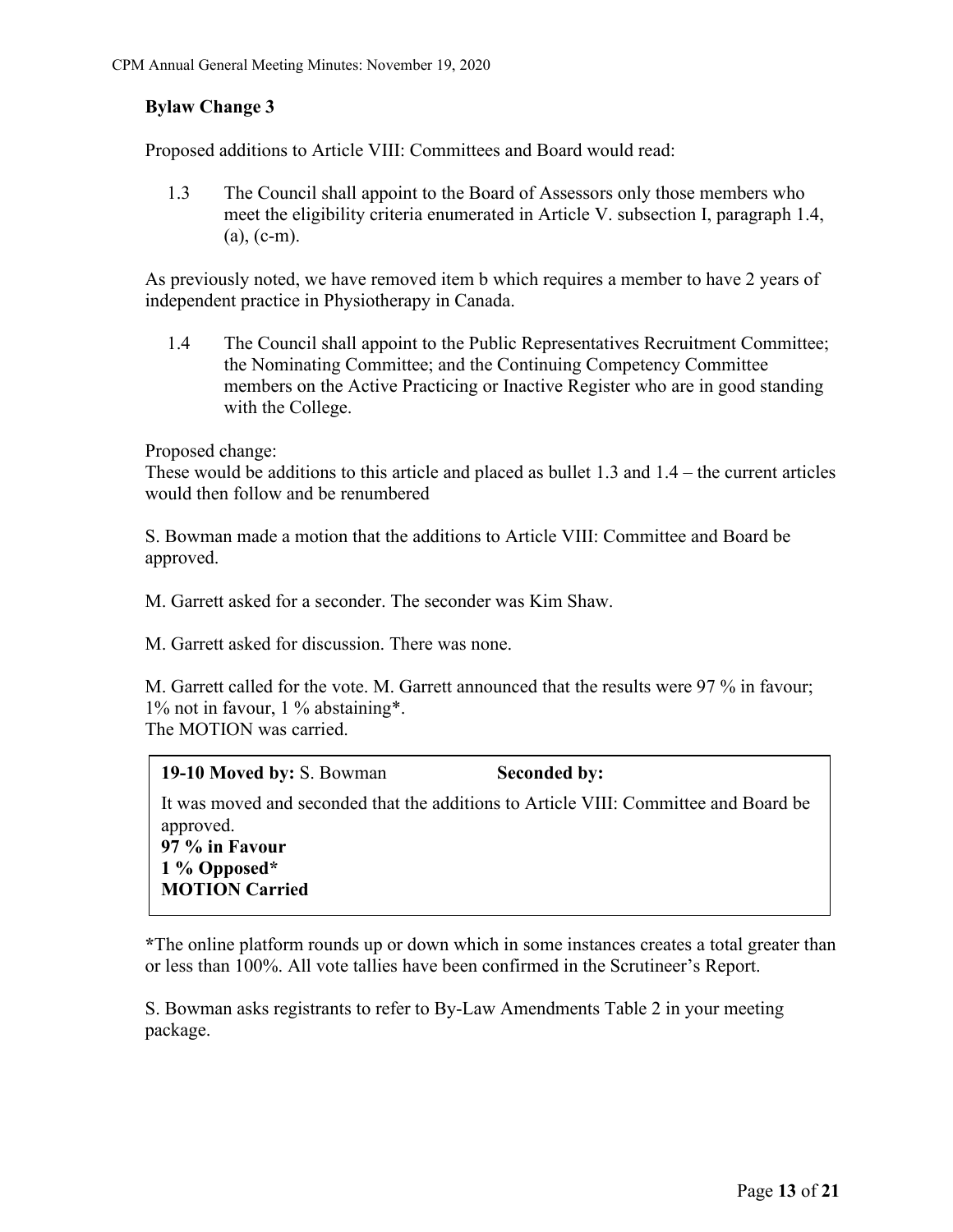**Bylaw Change 3**

Proposed additions to Article VIII: Committees and Board would read:

1.3 The Council shall appoint to the Board of Assessors only those members who meet the eligibility criteria enumerated in Article V. subsection I, paragraph 1.4, (a), (c-m).

As previously noted, we have removed item b which requires a member to have 2 years of independent practice in Physiotherapy in Canada.

1.4 The Council shall appoint to the Public Representatives Recruitment Committee; the Nominating Committee; and the Continuing Competency Committee members on the Active Practicing or Inactive Register who are in good standing with the College.

Proposed change:
These would be additions to this article and placed as bullet 1.3 and 1.4 – the current articles would then follow and be renumbered

S. Bowman made a motion that the additions to Article VIII: Committee and Board be approved.

M. Garrett asked for a seconder. The seconder was Kim Shaw.

M. Garrett asked for discussion. There was none.

M. Garrett called for the vote. M. Garrett announced that the results were 97 % in favour; 1% not in favour, 1 % abstaining*.
The MOTION was carried.

**19-10 Moved by:** S. Bowman **Seconded by:**

It was moved and seconded that the additions to Article VIII: Committee and Board be approved.
**97 % in Favour**
**1 % Opposed***
**MOTION Carried**

*The online platform rounds up or down which in some instances creates a total greater than or less than 100%. All vote tallies have been confirmed in the Scrutineer's Report.

S. Bowman asks registrants to refer to By-Law Amendments Table 2 in your meeting package.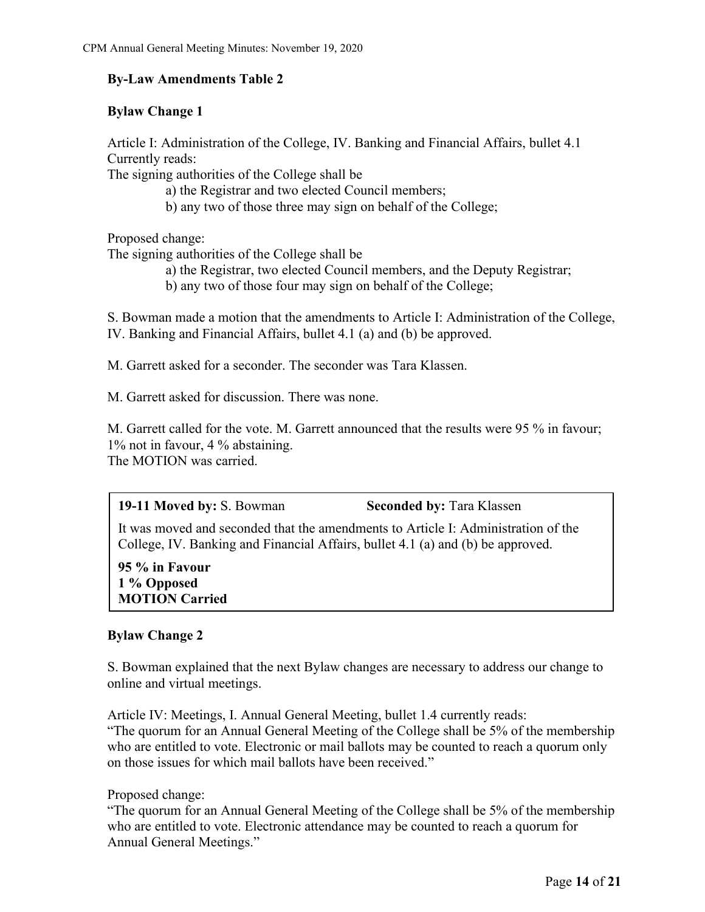**By-Law Amendments Table 2**

**Bylaw Change 1**

Article I: Administration of the College, IV. Banking and Financial Affairs, bullet 4.1
Currently reads:
The signing authorities of the College shall be

a) the Registrar and two elected Council members;
b) any two of those three may sign on behalf of the College;

Proposed change:
The signing authorities of the College shall be

a) the Registrar, two elected Council members, and the Deputy Registrar;
b) any two of those four may sign on behalf of the College;

S. Bowman made a motion that the amendments to Article I: Administration of the College, IV. Banking and Financial Affairs, bullet 4.1 (a) and (b) be approved.

M. Garrett asked for a seconder. The seconder was Tara Klassen.

M. Garrett asked for discussion. There was none.

M. Garrett called for the vote. M. Garrett announced that the results were 95 % in favour; 1% not in favour, 4 % abstaining.
The MOTION was carried.

| **19-11 Moved by:** S. Bowman | **Seconded by:** Tara Klassen |
|---|---|
| It was moved and seconded that the amendments to Article I: Administration of the College, IV. Banking and Financial Affairs, bullet 4.1 (a) and (b) be approved. | |
| **95 % in Favour**<br>**1 % Opposed**<br>**MOTION Carried** | |

**Bylaw Change 2**

S. Bowman explained that the next Bylaw changes are necessary to address our change to online and virtual meetings.

Article IV: Meetings, I. Annual General Meeting, bullet 1.4 currently reads:
"The quorum for an Annual General Meeting of the College shall be 5% of the membership who are entitled to vote. Electronic or mail ballots may be counted to reach a quorum only on those issues for which mail ballots have been received."

Proposed change:
"The quorum for an Annual General Meeting of the College shall be 5% of the membership who are entitled to vote. Electronic attendance may be counted to reach a quorum for Annual General Meetings."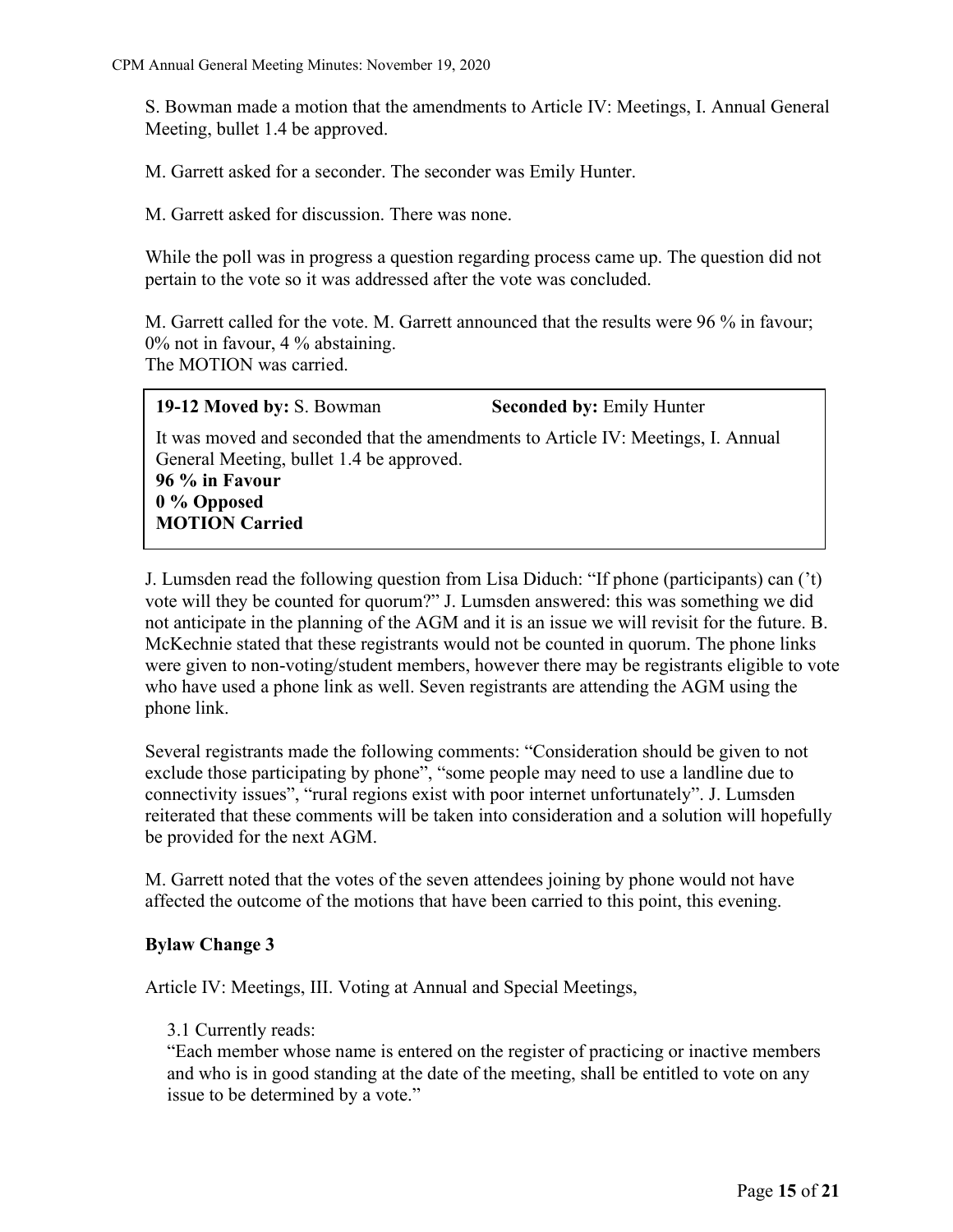S. Bowman made a motion that the amendments to Article IV: Meetings, I. Annual General Meeting, bullet 1.4 be approved.

M. Garrett asked for a seconder. The seconder was Emily Hunter.

M. Garrett asked for discussion. There was none.

While the poll was in progress a question regarding process came up. The question did not pertain to the vote so it was addressed after the vote was concluded.

M. Garrett called for the vote. M. Garrett announced that the results were 96 % in favour; 0% not in favour, 4 % abstaining.
The MOTION was carried.

| **19-12 Moved by:** S. Bowman | **Seconded by:** Emily Hunter |
|---|---|
| It was moved and seconded that the amendments to Article IV: Meetings, I. Annual General Meeting, bullet 1.4 be approved.<br>**96 % in Favour**<br>**0 % Opposed**<br>**MOTION Carried** | |

J. Lumsden read the following question from Lisa Diduch: "If phone (participants) can ('t) vote will they be counted for quorum?" J. Lumsden answered: this was something we did not anticipate in the planning of the AGM and it is an issue we will revisit for the future. B. McKechnie stated that these registrants would not be counted in quorum. The phone links were given to non-voting/student members, however there may be registrants eligible to vote who have used a phone link as well. Seven registrants are attending the AGM using the phone link.

Several registrants made the following comments: "Consideration should be given to not exclude those participating by phone", "some people may need to use a landline due to connectivity issues", "rural regions exist with poor internet unfortunately". J. Lumsden reiterated that these comments will be taken into consideration and a solution will hopefully be provided for the next AGM.

M. Garrett noted that the votes of the seven attendees joining by phone would not have affected the outcome of the motions that have been carried to this point, this evening.

**Bylaw Change 3**

Article IV: Meetings, III. Voting at Annual and Special Meetings,

3.1 Currently reads:
"Each member whose name is entered on the register of practicing or inactive members and who is in good standing at the date of the meeting, shall be entitled to vote on any issue to be determined by a vote."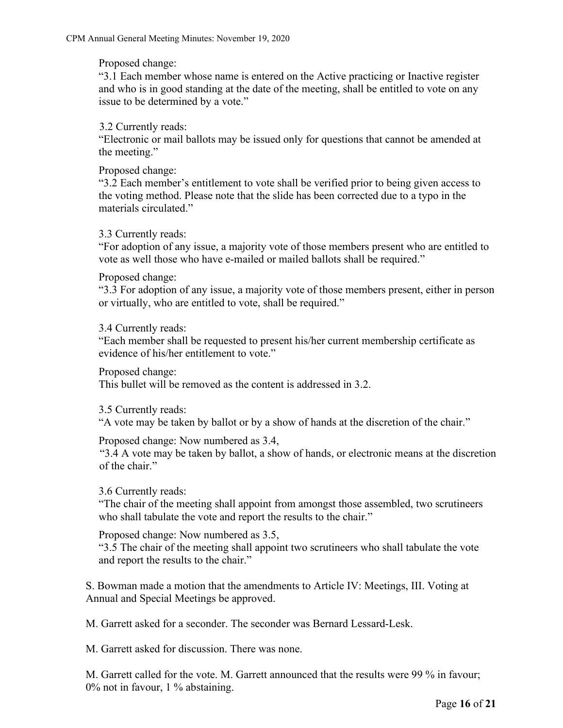Proposed change:
"3.1 Each member whose name is entered on the Active practicing or Inactive register and who is in good standing at the date of the meeting, shall be entitled to vote on any issue to be determined by a vote."

3.2 Currently reads:
"Electronic or mail ballots may be issued only for questions that cannot be amended at the meeting."

Proposed change:
"3.2 Each member's entitlement to vote shall be verified prior to being given access to the voting method. Please note that the slide has been corrected due to a typo in the materials circulated."

3.3 Currently reads:
"For adoption of any issue, a majority vote of those members present who are entitled to vote as well those who have e-mailed or mailed ballots shall be required."

Proposed change:
"3.3 For adoption of any issue, a majority vote of those members present, either in person or virtually, who are entitled to vote, shall be required."

3.4 Currently reads:
"Each member shall be requested to present his/her current membership certificate as evidence of his/her entitlement to vote."

Proposed change:
This bullet will be removed as the content is addressed in 3.2.

3.5 Currently reads:
"A vote may be taken by ballot or by a show of hands at the discretion of the chair."

Proposed change: Now numbered as 3.4,
"3.4 A vote may be taken by ballot, a show of hands, or electronic means at the discretion of the chair."

3.6 Currently reads:
"The chair of the meeting shall appoint from amongst those assembled, two scrutineers who shall tabulate the vote and report the results to the chair."

Proposed change: Now numbered as 3.5,
"3.5 The chair of the meeting shall appoint two scrutineers who shall tabulate the vote and report the results to the chair."

S. Bowman made a motion that the amendments to Article IV: Meetings, III. Voting at Annual and Special Meetings be approved.

M. Garrett asked for a seconder. The seconder was Bernard Lessard-Lesk.

M. Garrett asked for discussion. There was none.

M. Garrett called for the vote. M. Garrett announced that the results were 99 % in favour; 0% not in favour, 1 % abstaining.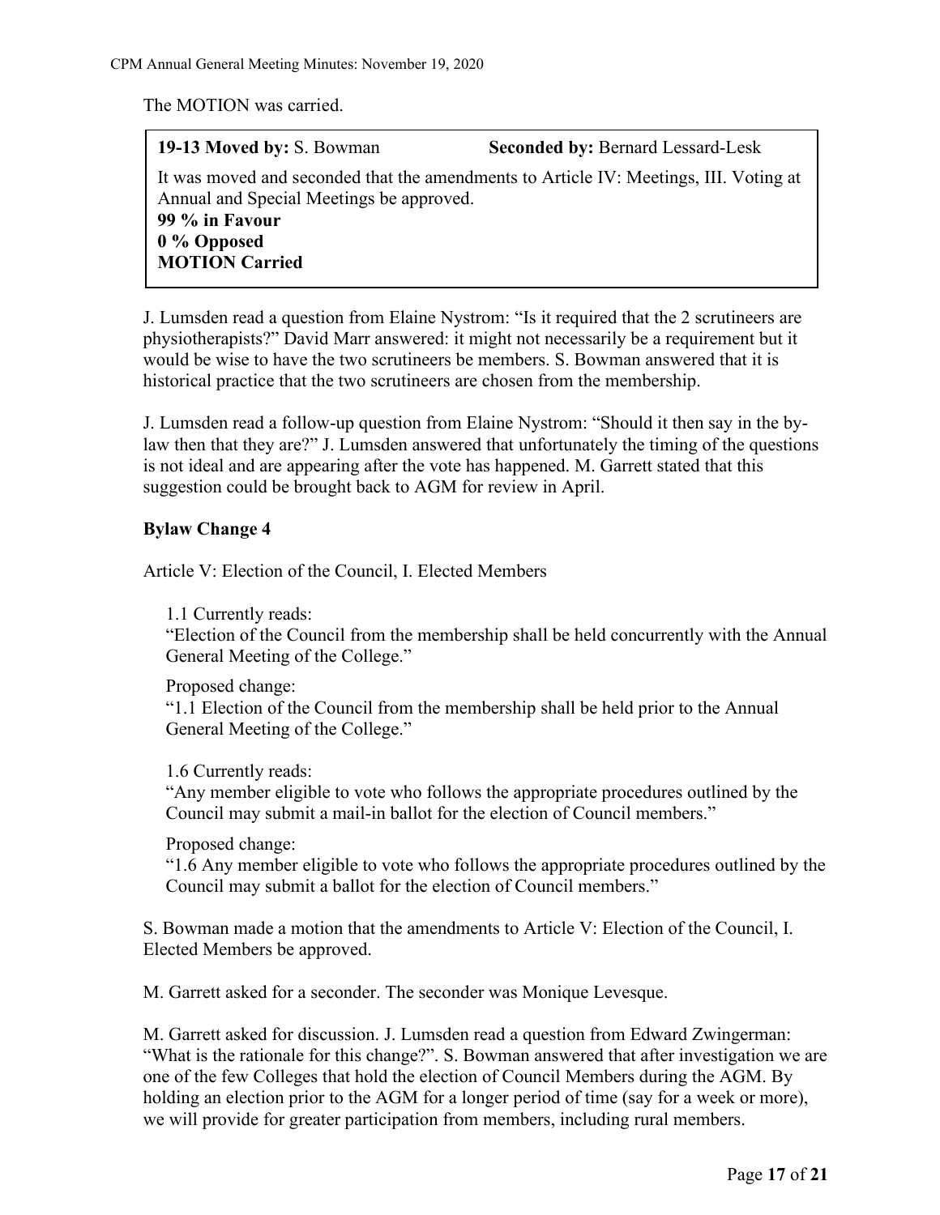The MOTION was carried.

> **19-13 Moved by:** S. Bowman **Seconded by:** Bernard Lessard-Lesk
>
> It was moved and seconded that the amendments to Article IV: Meetings, III. Voting at Annual and Special Meetings be approved.
> **99 % in Favour**
> **0 % Opposed**
> **MOTION Carried**

J. Lumsden read a question from Elaine Nystrom: "Is it required that the 2 scrutineers are physiotherapists?" David Marr answered: it might not necessarily be a requirement but it would be wise to have the two scrutineers be members. S. Bowman answered that it is historical practice that the two scrutineers are chosen from the membership.

J. Lumsden read a follow-up question from Elaine Nystrom: "Should it then say in the by-law then that they are?" J. Lumsden answered that unfortunately the timing of the questions is not ideal and are appearing after the vote has happened. M. Garrett stated that this suggestion could be brought back to AGM for review in April.

**Bylaw Change 4**

Article V: Election of the Council, I. Elected Members

1.1 Currently reads:
"Election of the Council from the membership shall be held concurrently with the Annual General Meeting of the College."

Proposed change:
"1.1 Election of the Council from the membership shall be held prior to the Annual General Meeting of the College."

1.6 Currently reads:
"Any member eligible to vote who follows the appropriate procedures outlined by the Council may submit a mail-in ballot for the election of Council members."

Proposed change:
"1.6 Any member eligible to vote who follows the appropriate procedures outlined by the Council may submit a ballot for the election of Council members."

S. Bowman made a motion that the amendments to Article V: Election of the Council, I. Elected Members be approved.

M. Garrett asked for a seconder. The seconder was Monique Levesque.

M. Garrett asked for discussion. J. Lumsden read a question from Edward Zwingerman: "What is the rationale for this change?". S. Bowman answered that after investigation we are one of the few Colleges that hold the election of Council Members during the AGM. By holding an election prior to the AGM for a longer period of time (say for a week or more), we will provide for greater participation from members, including rural members.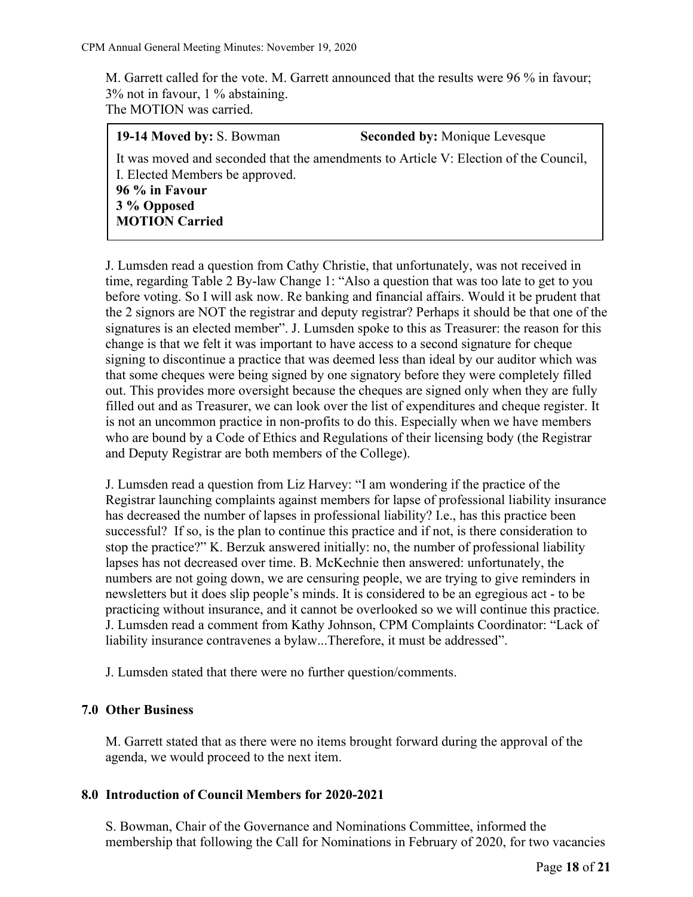M. Garrett called for the vote. M. Garrett announced that the results were 96 % in favour; 3% not in favour, 1 % abstaining.
The MOTION was carried.

> **19-14 Moved by:** S. Bowman **Seconded by:** Monique Levesque
>
> It was moved and seconded that the amendments to Article V: Election of the Council, I. Elected Members be approved.
> **96 % in Favour**
> **3 % Opposed**
> **MOTION Carried**

J. Lumsden read a question from Cathy Christie, that unfortunately, was not received in time, regarding Table 2 By-law Change 1: "Also a question that was too late to get to you before voting. So I will ask now. Re banking and financial affairs. Would it be prudent that the 2 signors are NOT the registrar and deputy registrar? Perhaps it should be that one of the signatures is an elected member". J. Lumsden spoke to this as Treasurer: the reason for this change is that we felt it was important to have access to a second signature for cheque signing to discontinue a practice that was deemed less than ideal by our auditor which was that some cheques were being signed by one signatory before they were completely filled out. This provides more oversight because the cheques are signed only when they are fully filled out and as Treasurer, we can look over the list of expenditures and cheque register. It is not an uncommon practice in non-profits to do this. Especially when we have members who are bound by a Code of Ethics and Regulations of their licensing body (the Registrar and Deputy Registrar are both members of the College).

J. Lumsden read a question from Liz Harvey: "I am wondering if the practice of the Registrar launching complaints against members for lapse of professional liability insurance has decreased the number of lapses in professional liability? I.e., has this practice been successful? If so, is the plan to continue this practice and if not, is there consideration to stop the practice?" K. Berzuk answered initially: no, the number of professional liability lapses has not decreased over time. B. McKechnie then answered: unfortunately, the numbers are not going down, we are censuring people, we are trying to give reminders in newsletters but it does slip people's minds. It is considered to be an egregious act - to be practicing without insurance, and it cannot be overlooked so we will continue this practice. J. Lumsden read a comment from Kathy Johnson, CPM Complaints Coordinator: "Lack of liability insurance contravenes a bylaw...Therefore, it must be addressed".

J. Lumsden stated that there were no further question/comments.

## 7.0 Other Business

M. Garrett stated that as there were no items brought forward during the approval of the agenda, we would proceed to the next item.

## 8.0 Introduction of Council Members for 2020-2021

S. Bowman, Chair of the Governance and Nominations Committee, informed the membership that following the Call for Nominations in February of 2020, for two vacancies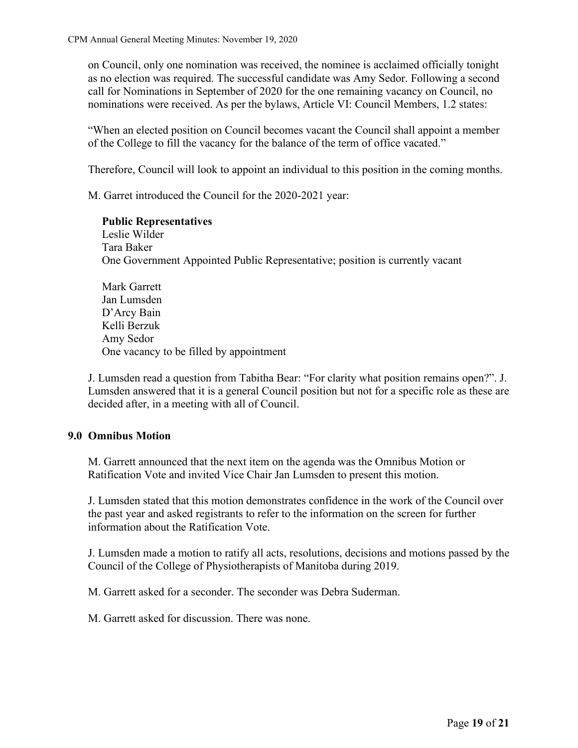on Council, only one nomination was received, the nominee is acclaimed officially tonight as no election was required. The successful candidate was Amy Sedor. Following a second call for Nominations in September of 2020 for the one remaining vacancy on Council, no nominations were received. As per the bylaws, Article VI: Council Members, 1.2 states:

"When an elected position on Council becomes vacant the Council shall appoint a member of the College to fill the vacancy for the balance of the term of office vacated."

Therefore, Council will look to appoint an individual to this position in the coming months.

M. Garret introduced the Council for the 2020-2021 year:

**Public Representatives**
Leslie Wilder
Tara Baker
One Government Appointed Public Representative; position is currently vacant

Mark Garrett
Jan Lumsden
D'Arcy Bain
Kelli Berzuk
Amy Sedor
One vacancy to be filled by appointment

J. Lumsden read a question from Tabitha Bear: "For clarity what position remains open?". J. Lumsden answered that it is a general Council position but not for a specific role as these are decided after, in a meeting with all of Council.

## 9.0 Omnibus Motion

M. Garrett announced that the next item on the agenda was the Omnibus Motion or Ratification Vote and invited Vice Chair Jan Lumsden to present this motion.

J. Lumsden stated that this motion demonstrates confidence in the work of the Council over the past year and asked registrants to refer to the information on the screen for further information about the Ratification Vote.

J. Lumsden made a motion to ratify all acts, resolutions, decisions and motions passed by the Council of the College of Physiotherapists of Manitoba during 2019.

M. Garrett asked for a seconder. The seconder was Debra Suderman.

M. Garrett asked for discussion. There was none.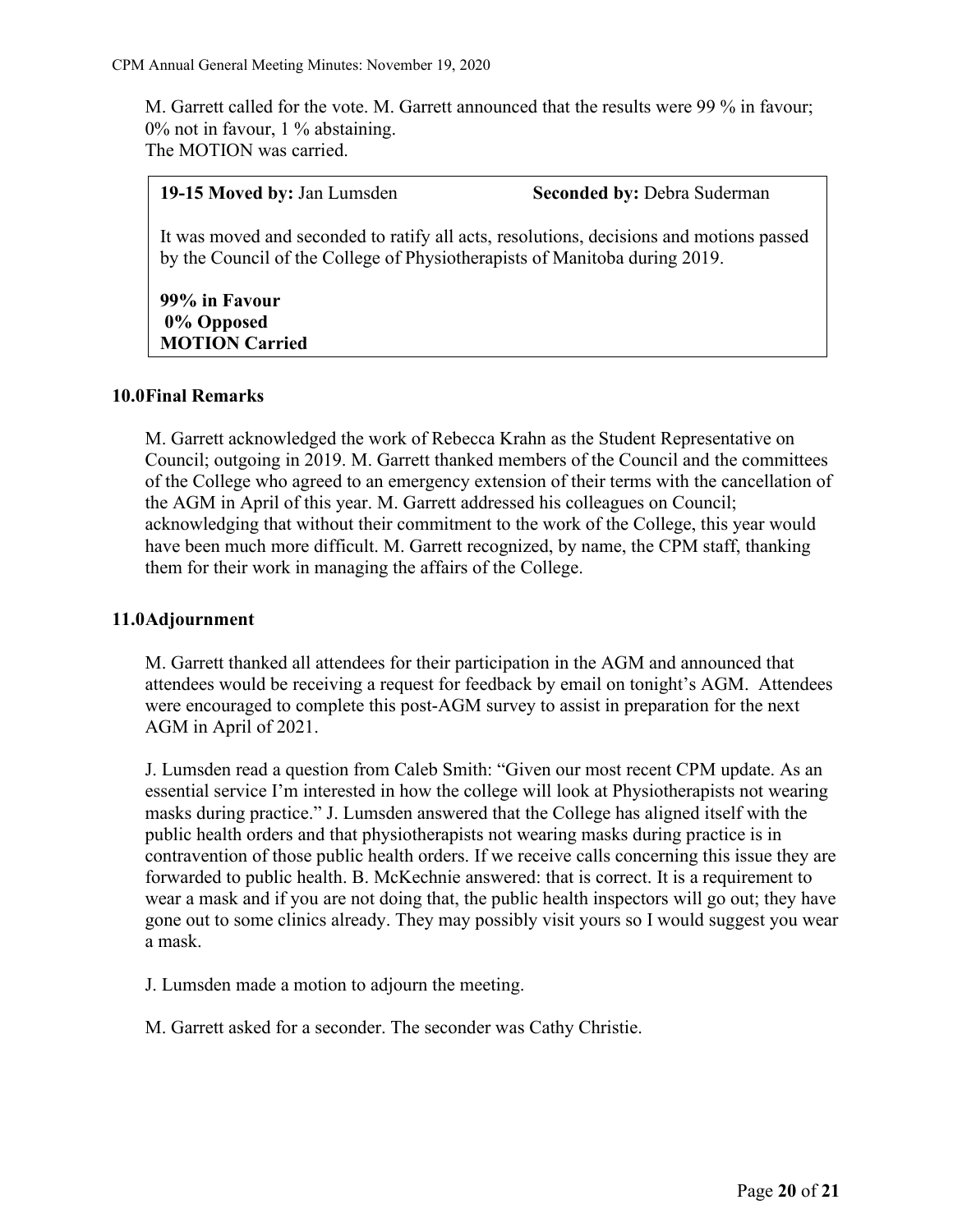M. Garrett called for the vote. M. Garrett announced that the results were 99 % in favour; 0% not in favour, 1 % abstaining.
The MOTION was carried.

| **19-15 Moved by:** Jan Lumsden | **Seconded by:** Debra Suderman |
|---|---|
| It was moved and seconded to ratify all acts, resolutions, decisions and motions passed by the Council of the College of Physiotherapists of Manitoba during 2019. | |
| **99% in Favour**<br>**0% Opposed**<br>**MOTION Carried** | |

## 10.0 Final Remarks

M. Garrett acknowledged the work of Rebecca Krahn as the Student Representative on Council; outgoing in 2019. M. Garrett thanked members of the Council and the committees of the College who agreed to an emergency extension of their terms with the cancellation of the AGM in April of this year. M. Garrett addressed his colleagues on Council; acknowledging that without their commitment to the work of the College, this year would have been much more difficult. M. Garrett recognized, by name, the CPM staff, thanking them for their work in managing the affairs of the College.

## 11.0 Adjournment

M. Garrett thanked all attendees for their participation in the AGM and announced that attendees would be receiving a request for feedback by email on tonight's AGM. Attendees were encouraged to complete this post-AGM survey to assist in preparation for the next AGM in April of 2021.

J. Lumsden read a question from Caleb Smith: "Given our most recent CPM update. As an essential service I'm interested in how the college will look at Physiotherapists not wearing masks during practice." J. Lumsden answered that the College has aligned itself with the public health orders and that physiotherapists not wearing masks during practice is in contravention of those public health orders. If we receive calls concerning this issue they are forwarded to public health. B. McKechnie answered: that is correct. It is a requirement to wear a mask and if you are not doing that, the public health inspectors will go out; they have gone out to some clinics already. They may possibly visit yours so I would suggest you wear a mask.

J. Lumsden made a motion to adjourn the meeting.

M. Garrett asked for a seconder. The seconder was Cathy Christie.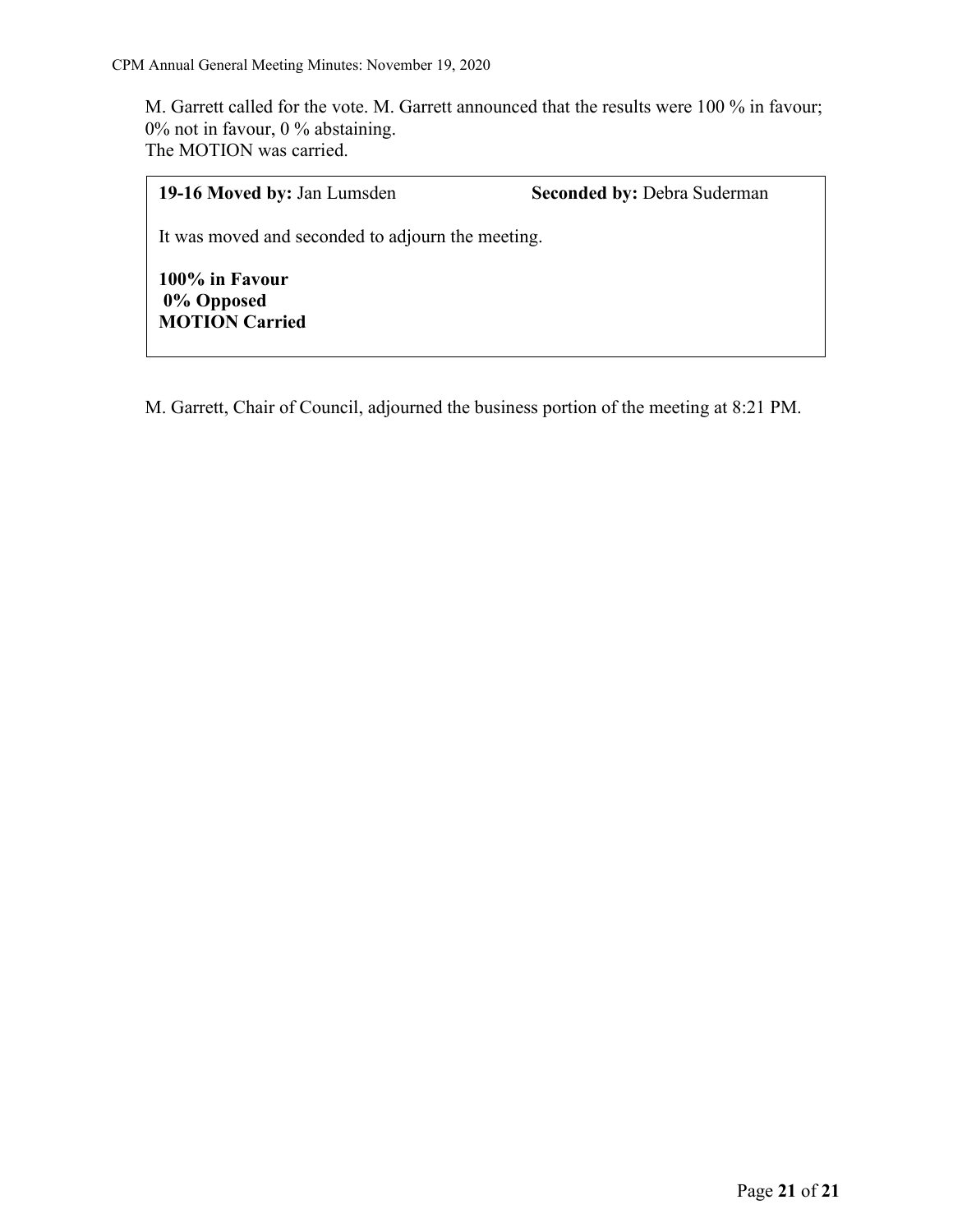M. Garrett called for the vote. M. Garrett announced that the results were 100 % in favour; 0% not in favour, 0 % abstaining.
The MOTION was carried.

**19-16 Moved by:** Jan Lumsden **Seconded by:** Debra Suderman

It was moved and seconded to adjourn the meeting.

**100% in Favour**
**0% Opposed**
**MOTION Carried**

M. Garrett, Chair of Council, adjourned the business portion of the meeting at 8:21 PM.